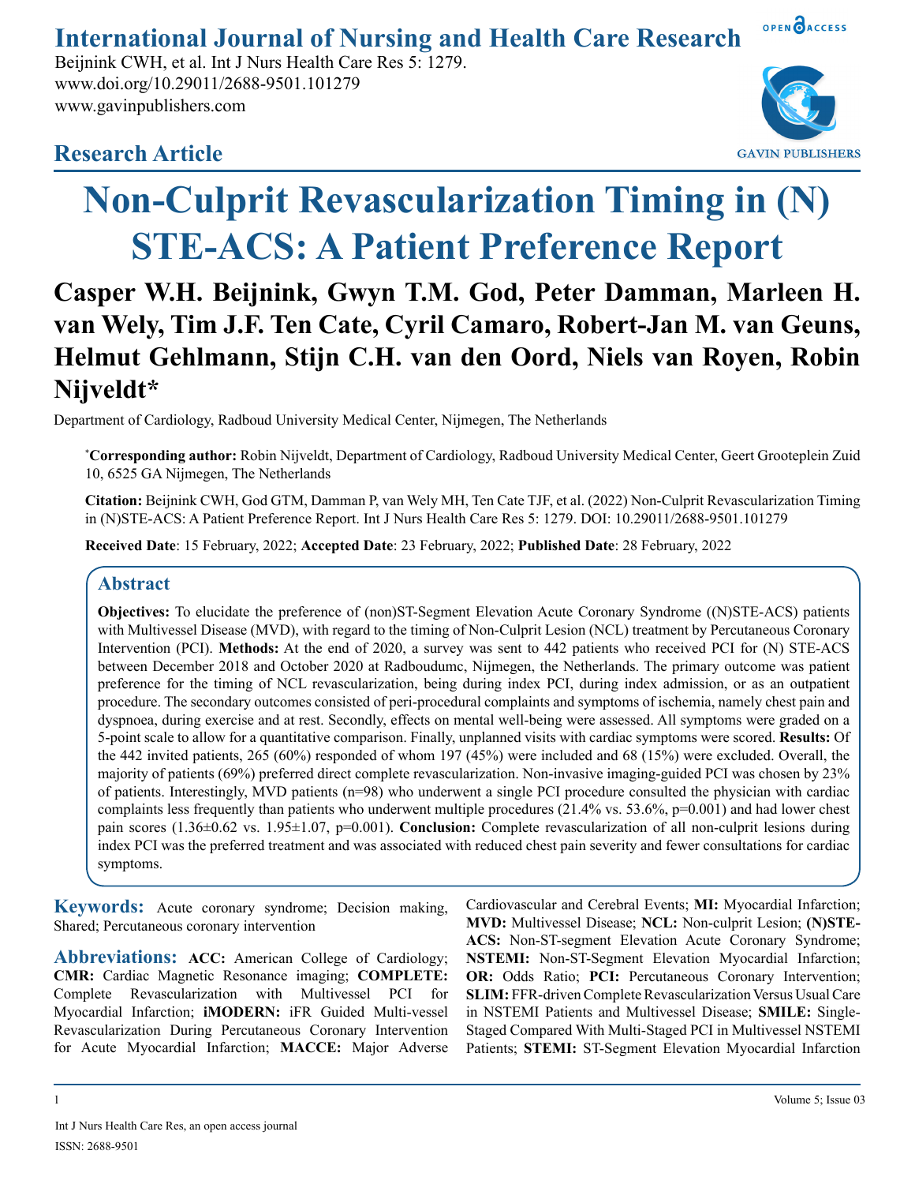# International Journal of Nursing and Health Care Research

Beijnink CWH, et al. Int J Nurs Health Care Res 5: 1279.
www.doi.org/10.29011/2688-9501.101279
www.gavinpublishers.com

## Research Article

# Non-Culprit Revascularization Timing in (N) STE-ACS: A Patient Preference Report

**Casper W.H. Beijnink, Gwyn T.M. God, Peter Damman, Marleen H. van Wely, Tim J.F. Ten Cate, Cyril Camaro, Robert-Jan M. van Geuns, Helmut Gehlmann, Stijn C.H. van den Oord, Niels van Royen, Robin Nijveldt***

Department of Cardiology, Radboud University Medical Center, Nijmegen, The Netherlands

***Corresponding author:** Robin Nijveldt, Department of Cardiology, Radboud University Medical Center, Geert Grooteplein Zuid 10, 6525 GA Nijmegen, The Netherlands

**Citation:** Beijnink CWH, God GTM, Damman P, van Wely MH, Ten Cate TJF, et al. (2022) Non-Culprit Revascularization Timing in (N)STE-ACS: A Patient Preference Report. Int J Nurs Health Care Res 5: 1279. DOI: 10.29011/2688-9501.101279

**Received Date**: 15 February, 2022; **Accepted Date**: 23 February, 2022; **Published Date**: 28 February, 2022

## Abstract

**Objectives:** To elucidate the preference of (non)ST-Segment Elevation Acute Coronary Syndrome ((N)STE-ACS) patients with Multivessel Disease (MVD), with regard to the timing of Non-Culprit Lesion (NCL) treatment by Percutaneous Coronary Intervention (PCI). **Methods:** At the end of 2020, a survey was sent to 442 patients who received PCI for (N) STE-ACS between December 2018 and October 2020 at Radboudumc, Nijmegen, the Netherlands. The primary outcome was patient preference for the timing of NCL revascularization, being during index PCI, during index admission, or as an outpatient procedure. The secondary outcomes consisted of peri-procedural complaints and symptoms of ischemia, namely chest pain and dyspnoea, during exercise and at rest. Secondly, effects on mental well-being were assessed. All symptoms were graded on a 5-point scale to allow for a quantitative comparison. Finally, unplanned visits with cardiac symptoms were scored. **Results:** Of the 442 invited patients, 265 (60%) responded of whom 197 (45%) were included and 68 (15%) were excluded. Overall, the majority of patients (69%) preferred direct complete revascularization. Non-invasive imaging-guided PCI was chosen by 23% of patients. Interestingly, MVD patients (n=98) who underwent a single PCI procedure consulted the physician with cardiac complaints less frequently than patients who underwent multiple procedures (21.4% vs. 53.6%, p=0.001) and had lower chest pain scores (1.36±0.62 vs. 1.95±1.07, p=0.001). **Conclusion:** Complete revascularization of all non-culprit lesions during index PCI was the preferred treatment and was associated with reduced chest pain severity and fewer consultations for cardiac symptoms.

**Keywords:** Acute coronary syndrome; Decision making, Shared; Percutaneous coronary intervention

**Abbreviations:** **ACC:** American College of Cardiology; **CMR:** Cardiac Magnetic Resonance imaging; **COMPLETE:** Complete Revascularization with Multivessel PCI for Myocardial Infarction; **iMODERN:** iFR Guided Multi-vessel Revascularization During Percutaneous Coronary Intervention for Acute Myocardial Infarction; **MACCE:** Major Adverse Cardiovascular and Cerebral Events; **MI:** Myocardial Infarction; **MVD:** Multivessel Disease; **NCL:** Non-culprit Lesion; **(N)STE-ACS:** Non-ST-segment Elevation Acute Coronary Syndrome; **NSTEMI:** Non-ST-Segment Elevation Myocardial Infarction; **OR:** Odds Ratio; **PCI:** Percutaneous Coronary Intervention; **SLIM:** FFR-driven Complete Revascularization Versus Usual Care in NSTEMI Patients and Multivessel Disease; **SMILE:** Single-Staged Compared With Multi-Staged PCI in Multivessel NSTEMI Patients; **STEMI:** ST-Segment Elevation Myocardial Infarction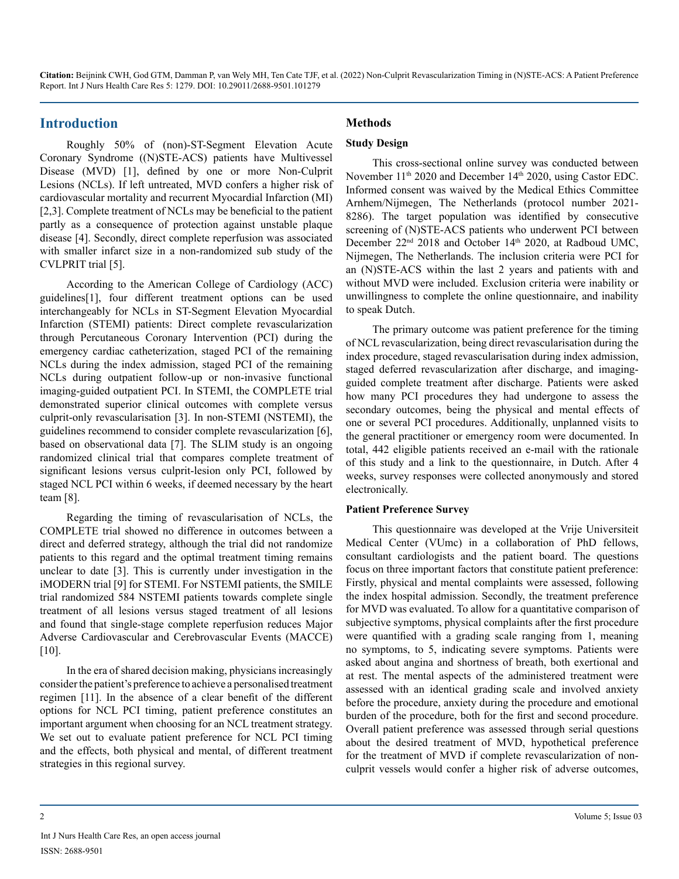## Introduction

Roughly 50% of (non)-ST-Segment Elevation Acute Coronary Syndrome ((N)STE-ACS) patients have Multivessel Disease (MVD) [1], defined by one or more Non-Culprit Lesions (NCLs). If left untreated, MVD confers a higher risk of cardiovascular mortality and recurrent Myocardial Infarction (MI) [2,3]. Complete treatment of NCLs may be beneficial to the patient partly as a consequence of protection against unstable plaque disease [4]. Secondly, direct complete reperfusion was associated with smaller infarct size in a non-randomized sub study of the CVLPRIT trial [5].

According to the American College of Cardiology (ACC) guidelines[1], four different treatment options can be used interchangeably for NCLs in ST-Segment Elevation Myocardial Infarction (STEMI) patients: Direct complete revascularization through Percutaneous Coronary Intervention (PCI) during the emergency cardiac catheterization, staged PCI of the remaining NCLs during the index admission, staged PCI of the remaining NCLs during outpatient follow-up or non-invasive functional imaging-guided outpatient PCI. In STEMI, the COMPLETE trial demonstrated superior clinical outcomes with complete versus culprit-only revascularisation [3]. In non-STEMI (NSTEMI), the guidelines recommend to consider complete revascularization [6], based on observational data [7]. The SLIM study is an ongoing randomized clinical trial that compares complete treatment of significant lesions versus culprit-lesion only PCI, followed by staged NCL PCI within 6 weeks, if deemed necessary by the heart team [8].

Regarding the timing of revascularisation of NCLs, the COMPLETE trial showed no difference in outcomes between a direct and deferred strategy, although the trial did not randomize patients to this regard and the optimal treatment timing remains unclear to date [3]. This is currently under investigation in the iMODERN trial [9] for STEMI. For NSTEMI patients, the SMILE trial randomized 584 NSTEMI patients towards complete single treatment of all lesions versus staged treatment of all lesions and found that single-stage complete reperfusion reduces Major Adverse Cardiovascular and Cerebrovascular Events (MACCE) [10].

In the era of shared decision making, physicians increasingly consider the patient's preference to achieve a personalised treatment regimen [11]. In the absence of a clear benefit of the different options for NCL PCI timing, patient preference constitutes an important argument when choosing for an NCL treatment strategy. We set out to evaluate patient preference for NCL PCI timing and the effects, both physical and mental, of different treatment strategies in this regional survey.

## Methods

### Study Design

This cross-sectional online survey was conducted between November 11th 2020 and December 14th 2020, using Castor EDC. Informed consent was waived by the Medical Ethics Committee Arnhem/Nijmegen, The Netherlands (protocol number 2021-8286). The target population was identified by consecutive screening of (N)STE-ACS patients who underwent PCI between December 22nd 2018 and October 14th 2020, at Radboud UMC, Nijmegen, The Netherlands. The inclusion criteria were PCI for an (N)STE-ACS within the last 2 years and patients with and without MVD were included. Exclusion criteria were inability or unwillingness to complete the online questionnaire, and inability to speak Dutch.

The primary outcome was patient preference for the timing of NCL revascularization, being direct revascularisation during the index procedure, staged revascularisation during index admission, staged deferred revascularization after discharge, and imaging-guided complete treatment after discharge. Patients were asked how many PCI procedures they had undergone to assess the secondary outcomes, being the physical and mental effects of one or several PCI procedures. Additionally, unplanned visits to the general practitioner or emergency room were documented. In total, 442 eligible patients received an e-mail with the rationale of this study and a link to the questionnaire, in Dutch. After 4 weeks, survey responses were collected anonymously and stored electronically.

### Patient Preference Survey

This questionnaire was developed at the Vrije Universiteit Medical Center (VUmc) in a collaboration of PhD fellows, consultant cardiologists and the patient board. The questions focus on three important factors that constitute patient preference: Firstly, physical and mental complaints were assessed, following the index hospital admission. Secondly, the treatment preference for MVD was evaluated. To allow for a quantitative comparison of subjective symptoms, physical complaints after the first procedure were quantified with a grading scale ranging from 1, meaning no symptoms, to 5, indicating severe symptoms. Patients were asked about angina and shortness of breath, both exertional and at rest. The mental aspects of the administered treatment were assessed with an identical grading scale and involved anxiety before the procedure, anxiety during the procedure and emotional burden of the procedure, both for the first and second procedure. Overall patient preference was assessed through serial questions about the desired treatment of MVD, hypothetical preference for the treatment of MVD if complete revascularization of non-culprit vessels would confer a higher risk of adverse outcomes,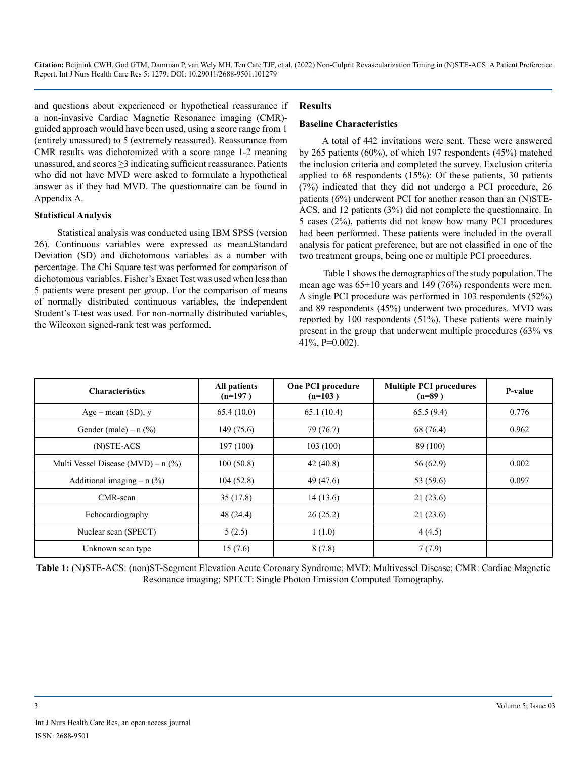and questions about experienced or hypothetical reassurance if a non-invasive Cardiac Magnetic Resonance imaging (CMR)-guided approach would have been used, using a score range from 1 (entirely unassured) to 5 (extremely reassured). Reassurance from CMR results was dichotomized with a score range 1-2 meaning unassured, and scores ≥3 indicating sufficient reassurance. Patients who did not have MVD were asked to formulate a hypothetical answer as if they had MVD. The questionnaire can be found in Appendix A.

### Statistical Analysis

Statistical analysis was conducted using IBM SPSS (version 26). Continuous variables were expressed as mean±Standard Deviation (SD) and dichotomous variables as a number with percentage. The Chi Square test was performed for comparison of dichotomous variables. Fisher's Exact Test was used when less than 5 patients were present per group. For the comparison of means of normally distributed continuous variables, the independent Student's T-test was used. For non-normally distributed variables, the Wilcoxon signed-rank test was performed.

## Results

### Baseline Characteristics

A total of 442 invitations were sent. These were answered by 265 patients (60%), of which 197 respondents (45%) matched the inclusion criteria and completed the survey. Exclusion criteria applied to 68 respondents (15%): Of these patients, 30 patients (7%) indicated that they did not undergo a PCI procedure, 26 patients (6%) underwent PCI for another reason than an (N)STE-ACS, and 12 patients (3%) did not complete the questionnaire. In 5 cases (2%), patients did not know how many PCI procedures had been performed. These patients were included in the overall analysis for patient preference, but are not classified in one of the two treatment groups, being one or multiple PCI procedures.

Table 1 shows the demographics of the study population. The mean age was 65±10 years and 149 (76%) respondents were men. A single PCI procedure was performed in 103 respondents (52%) and 89 respondents (45%) underwent two procedures. MVD was reported by 100 respondents (51%). These patients were mainly present in the group that underwent multiple procedures (63% vs 41%, P=0.002).

| Characteristics | All patients (n=197 ) | One PCI procedure (n=103 ) | Multiple PCI procedures (n=89 ) | P-value |
|---|---|---|---|---|
| Age – mean (SD), y | 65.4 (10.0) | 65.1 (10.4) | 65.5 (9.4) | 0.776 |
| Gender (male) – n (%) | 149 (75.6) | 79 (76.7) | 68 (76.4) | 0.962 |
| (N)STE-ACS | 197 (100) | 103 (100) | 89 (100) | |
| Multi Vessel Disease (MVD) – n (%) | 100 (50.8) | 42 (40.8) | 56 (62.9) | 0.002 |
| Additional imaging – n (%) | 104 (52.8) | 49 (47.6) | 53 (59.6) | 0.097 |
| CMR-scan | 35 (17.8) | 14 (13.6) | 21 (23.6) | |
| Echocardiography | 48 (24.4) | 26 (25.2) | 21 (23.6) | |
| Nuclear scan (SPECT) | 5 (2.5) | 1 (1.0) | 4 (4.5) | |
| Unknown scan type | 15 (7.6) | 8 (7.8) | 7 (7.9) | |

**Table 1:** (N)STE-ACS: (non)ST-Segment Elevation Acute Coronary Syndrome; MVD: Multivessel Disease; CMR: Cardiac Magnetic Resonance imaging; SPECT: Single Photon Emission Computed Tomography.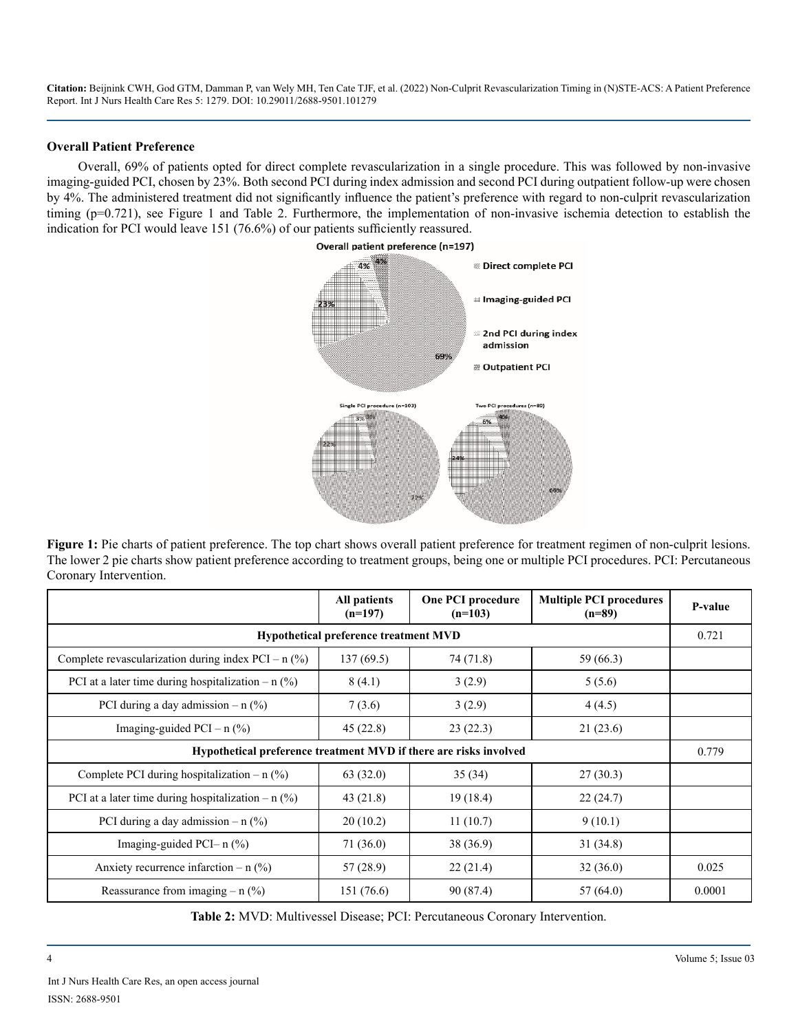## Overall Patient Preference

Overall, 69% of patients opted for direct complete revascularization in a single procedure. This was followed by non-invasive imaging-guided PCI, chosen by 23%. Both second PCI during index admission and second PCI during outpatient follow-up were chosen by 4%. The administered treatment did not significantly influence the patient's preference with regard to non-culprit revascularization timing (p=0.721), see Figure 1 and Table 2. Furthermore, the implementation of non-invasive ischemia detection to establish the indication for PCI would leave 151 (76.6%) of our patients sufficiently reassured.

**Figure 1:** Pie charts of patient preference. The top chart shows overall patient preference for treatment regimen of non-culprit lesions. The lower 2 pie charts show patient preference according to treatment groups, being one or multiple PCI procedures. PCI: Percutaneous Coronary Intervention.

| | All patients (n=197) | One PCI procedure (n=103) | Multiple PCI procedures (n=89) | P-value |
|---|---|---|---|---|
| **Hypothetical preference treatment MVD** | | | | 0.721 |
| Complete revascularization during index PCI – n (%) | 137 (69.5) | 74 (71.8) | 59 (66.3) | |
| PCI at a later time during hospitalization – n (%) | 8 (4.1) | 3 (2.9) | 5 (5.6) | |
| PCI during a day admission – n (%) | 7 (3.6) | 3 (2.9) | 4 (4.5) | |
| Imaging-guided PCI – n (%) | 45 (22.8) | 23 (22.3) | 21 (23.6) | |
| **Hypothetical preference treatment MVD if there are risks involved** | | | | 0.779 |
| Complete PCI during hospitalization – n (%) | 63 (32.0) | 35 (34) | 27 (30.3) | |
| PCI at a later time during hospitalization – n (%) | 43 (21.8) | 19 (18.4) | 22 (24.7) | |
| PCI during a day admission – n (%) | 20 (10.2) | 11 (10.7) | 9 (10.1) | |
| Imaging-guided PCI– n (%) | 71 (36.0) | 38 (36.9) | 31 (34.8) | |
| Anxiety recurrence infarction – n (%) | 57 (28.9) | 22 (21.4) | 32 (36.0) | 0.025 |
| Reassurance from imaging – n (%) | 151 (76.6) | 90 (87.4) | 57 (64.0) | 0.0001 |

**Table 2:** MVD: Multivessel Disease; PCI: Percutaneous Coronary Intervention.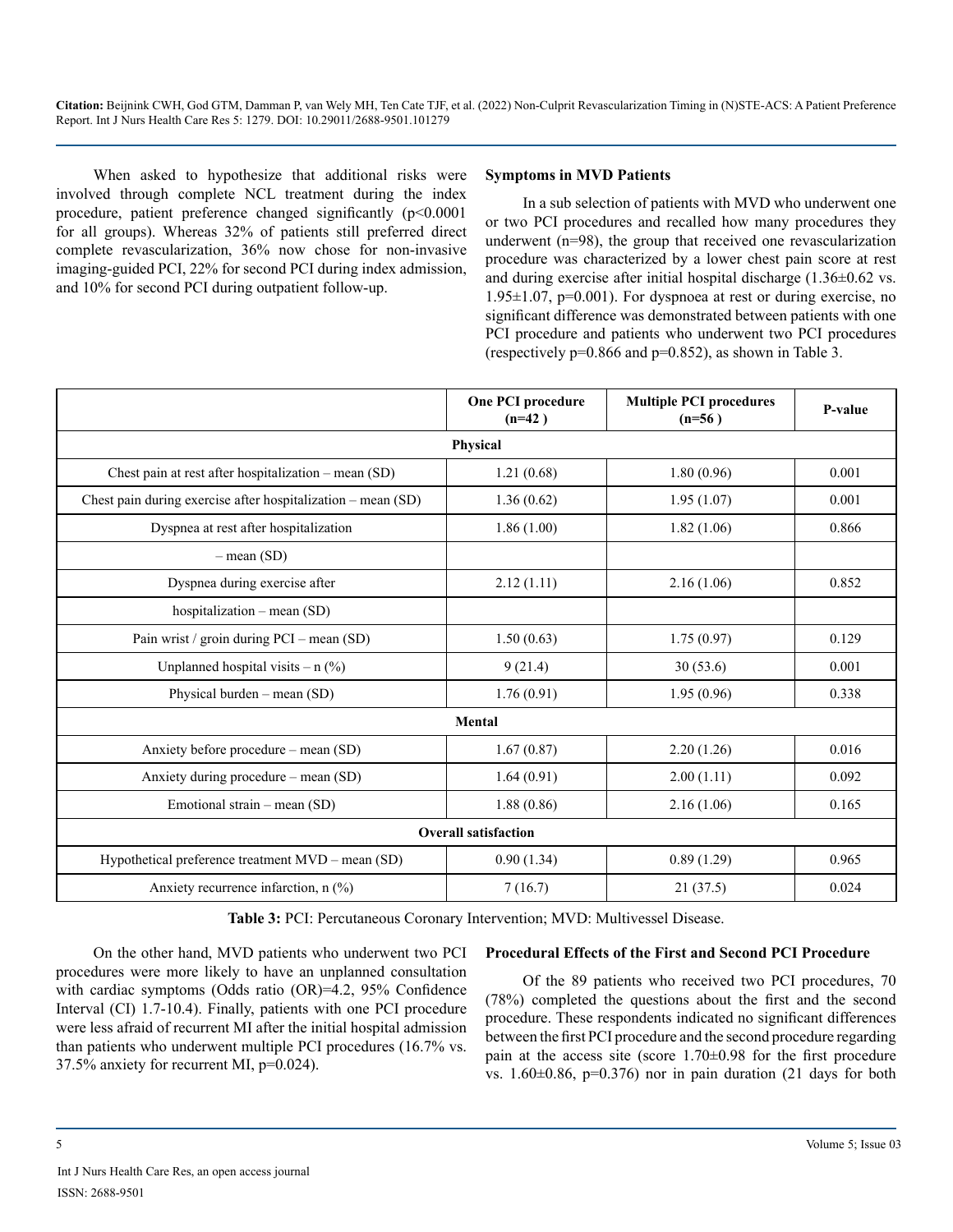When asked to hypothesize that additional risks were involved through complete NCL treatment during the index procedure, patient preference changed significantly (p<0.0001 for all groups). Whereas 32% of patients still preferred direct complete revascularization, 36% now chose for non-invasive imaging-guided PCI, 22% for second PCI during index admission, and 10% for second PCI during outpatient follow-up.

### Symptoms in MVD Patients

In a sub selection of patients with MVD who underwent one or two PCI procedures and recalled how many procedures they underwent (n=98), the group that received one revascularization procedure was characterized by a lower chest pain score at rest and during exercise after initial hospital discharge (1.36±0.62 vs. 1.95±1.07, p=0.001). For dyspnoea at rest or during exercise, no significant difference was demonstrated between patients with one PCI procedure and patients who underwent two PCI procedures (respectively p=0.866 and p=0.852), as shown in Table 3.

| | One PCI procedure (n=42 ) | Multiple PCI procedures (n=56 ) | P-value |
|---|---|---|---|
| **Physical** | | | |
| Chest pain at rest after hospitalization – mean (SD) | 1.21 (0.68) | 1.80 (0.96) | 0.001 |
| Chest pain during exercise after hospitalization – mean (SD) | 1.36 (0.62) | 1.95 (1.07) | 0.001 |
| Dyspnea at rest after hospitalization – mean (SD) | 1.86 (1.00) | 1.82 (1.06) | 0.866 |
| Dyspnea during exercise after hospitalization – mean (SD) | 2.12 (1.11) | 2.16 (1.06) | 0.852 |
| Pain wrist / groin during PCI – mean (SD) | 1.50 (0.63) | 1.75 (0.97) | 0.129 |
| Unplanned hospital visits – n (%) | 9 (21.4) | 30 (53.6) | 0.001 |
| Physical burden – mean (SD) | 1.76 (0.91) | 1.95 (0.96) | 0.338 |
| **Mental** | | | |
| Anxiety before procedure – mean (SD) | 1.67 (0.87) | 2.20 (1.26) | 0.016 |
| Anxiety during procedure – mean (SD) | 1.64 (0.91) | 2.00 (1.11) | 0.092 |
| Emotional strain – mean (SD) | 1.88 (0.86) | 2.16 (1.06) | 0.165 |
| **Overall satisfaction** | | | |
| Hypothetical preference treatment MVD – mean (SD) | 0.90 (1.34) | 0.89 (1.29) | 0.965 |
| Anxiety recurrence infarction, n (%) | 7 (16.7) | 21 (37.5) | 0.024 |

**Table 3:** PCI: Percutaneous Coronary Intervention; MVD: Multivessel Disease.

On the other hand, MVD patients who underwent two PCI procedures were more likely to have an unplanned consultation with cardiac symptoms (Odds ratio (OR)=4.2, 95% Confidence Interval (CI) 1.7-10.4). Finally, patients with one PCI procedure were less afraid of recurrent MI after the initial hospital admission than patients who underwent multiple PCI procedures (16.7% vs. 37.5% anxiety for recurrent MI, p=0.024).

### Procedural Effects of the First and Second PCI Procedure

Of the 89 patients who received two PCI procedures, 70 (78%) completed the questions about the first and the second procedure. These respondents indicated no significant differences between the first PCI procedure and the second procedure regarding pain at the access site (score 1.70±0.98 for the first procedure vs. 1.60±0.86, p=0.376) nor in pain duration (21 days for both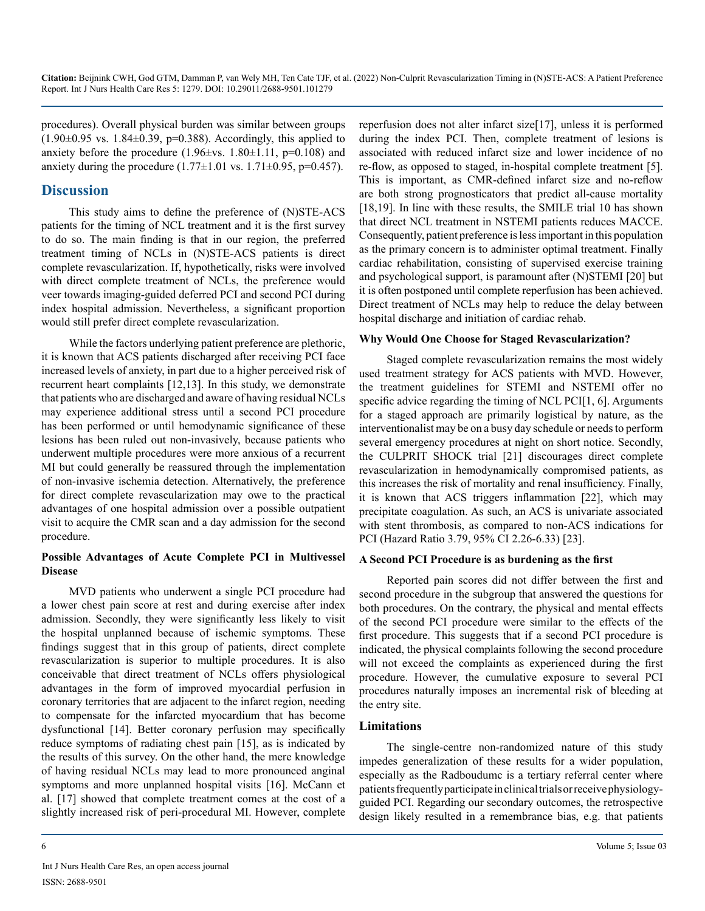procedures). Overall physical burden was similar between groups (1.90±0.95 vs. 1.84±0.39, p=0.388). Accordingly, this applied to anxiety before the procedure (1.96±vs. 1.80±1.11, p=0.108) and anxiety during the procedure (1.77±1.01 vs. 1.71±0.95, p=0.457).

## Discussion

This study aims to define the preference of (N)STE-ACS patients for the timing of NCL treatment and it is the first survey to do so. The main finding is that in our region, the preferred treatment timing of NCLs in (N)STE-ACS patients is direct complete revascularization. If, hypothetically, risks were involved with direct complete treatment of NCLs, the preference would veer towards imaging-guided deferred PCI and second PCI during index hospital admission. Nevertheless, a significant proportion would still prefer direct complete revascularization.

While the factors underlying patient preference are plethoric, it is known that ACS patients discharged after receiving PCI face increased levels of anxiety, in part due to a higher perceived risk of recurrent heart complaints [12,13]. In this study, we demonstrate that patients who are discharged and aware of having residual NCLs may experience additional stress until a second PCI procedure has been performed or until hemodynamic significance of these lesions has been ruled out non-invasively, because patients who underwent multiple procedures were more anxious of a recurrent MI but could generally be reassured through the implementation of non-invasive ischemia detection. Alternatively, the preference for direct complete revascularization may owe to the practical advantages of one hospital admission over a possible outpatient visit to acquire the CMR scan and a day admission for the second procedure.

### Possible Advantages of Acute Complete PCI in Multivessel Disease

MVD patients who underwent a single PCI procedure had a lower chest pain score at rest and during exercise after index admission. Secondly, they were significantly less likely to visit the hospital unplanned because of ischemic symptoms. These findings suggest that in this group of patients, direct complete revascularization is superior to multiple procedures. It is also conceivable that direct treatment of NCLs offers physiological advantages in the form of improved myocardial perfusion in coronary territories that are adjacent to the infarct region, needing to compensate for the infarcted myocardium that has become dysfunctional [14]. Better coronary perfusion may specifically reduce symptoms of radiating chest pain [15], as is indicated by the results of this survey. On the other hand, the mere knowledge of having residual NCLs may lead to more pronounced anginal symptoms and more unplanned hospital visits [16]. McCann et al. [17] showed that complete treatment comes at the cost of a slightly increased risk of peri-procedural MI. However, complete reperfusion does not alter infarct size[17], unless it is performed during the index PCI. Then, complete treatment of lesions is associated with reduced infarct size and lower incidence of no re-flow, as opposed to staged, in-hospital complete treatment [5]. This is important, as CMR-defined infarct size and no-reflow are both strong prognosticators that predict all-cause mortality [18,19]. In line with these results, the SMILE trial 10 has shown that direct NCL treatment in NSTEMI patients reduces MACCE. Consequently, patient preference is less important in this population as the primary concern is to administer optimal treatment. Finally cardiac rehabilitation, consisting of supervised exercise training and psychological support, is paramount after (N)STEMI [20] but it is often postponed until complete reperfusion has been achieved. Direct treatment of NCLs may help to reduce the delay between hospital discharge and initiation of cardiac rehab.

### Why Would One Choose for Staged Revascularization?

Staged complete revascularization remains the most widely used treatment strategy for ACS patients with MVD. However, the treatment guidelines for STEMI and NSTEMI offer no specific advice regarding the timing of NCL PCI[1, 6]. Arguments for a staged approach are primarily logistical by nature, as the interventionalist may be on a busy day schedule or needs to perform several emergency procedures at night on short notice. Secondly, the CULPRIT SHOCK trial [21] discourages direct complete revascularization in hemodynamically compromised patients, as this increases the risk of mortality and renal insufficiency. Finally, it is known that ACS triggers inflammation [22], which may precipitate coagulation. As such, an ACS is univariate associated with stent thrombosis, as compared to non-ACS indications for PCI (Hazard Ratio 3.79, 95% CI 2.26-6.33) [23].

### A Second PCI Procedure is as burdening as the first

Reported pain scores did not differ between the first and second procedure in the subgroup that answered the questions for both procedures. On the contrary, the physical and mental effects of the second PCI procedure were similar to the effects of the first procedure. This suggests that if a second PCI procedure is indicated, the physical complaints following the second procedure will not exceed the complaints as experienced during the first procedure. However, the cumulative exposure to several PCI procedures naturally imposes an incremental risk of bleeding at the entry site.

## Limitations

The single-centre non-randomized nature of this study impedes generalization of these results for a wider population, especially as the Radboudumc is a tertiary referral center where patients frequently participate in clinical trials or receive physiology-guided PCI. Regarding our secondary outcomes, the retrospective design likely resulted in a remembrance bias, e.g. that patients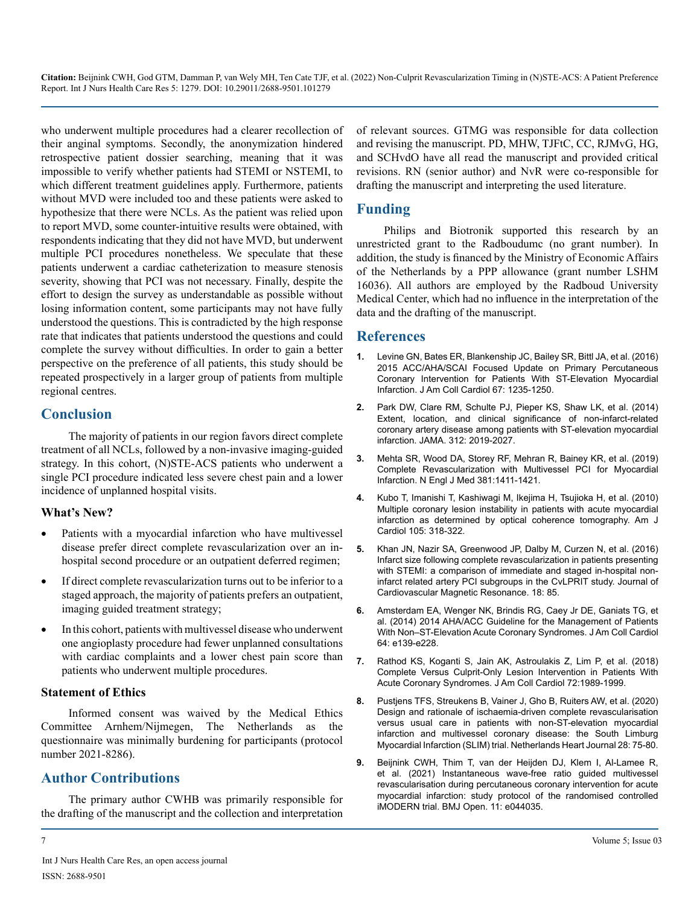who underwent multiple procedures had a clearer recollection of their anginal symptoms. Secondly, the anonymization hindered retrospective patient dossier searching, meaning that it was impossible to verify whether patients had STEMI or NSTEMI, to which different treatment guidelines apply. Furthermore, patients without MVD were included too and these patients were asked to hypothesize that there were NCLs. As the patient was relied upon to report MVD, some counter-intuitive results were obtained, with respondents indicating that they did not have MVD, but underwent multiple PCI procedures nonetheless. We speculate that these patients underwent a cardiac catheterization to measure stenosis severity, showing that PCI was not necessary. Finally, despite the effort to design the survey as understandable as possible without losing information content, some participants may not have fully understood the questions. This is contradicted by the high response rate that indicates that patients understood the questions and could complete the survey without difficulties. In order to gain a better perspective on the preference of all patients, this study should be repeated prospectively in a larger group of patients from multiple regional centres.

## Conclusion

The majority of patients in our region favors direct complete treatment of all NCLs, followed by a non-invasive imaging-guided strategy. In this cohort, (N)STE-ACS patients who underwent a single PCI procedure indicated less severe chest pain and a lower incidence of unplanned hospital visits.

### What's New?

- Patients with a myocardial infarction who have multivessel disease prefer direct complete revascularization over an in-hospital second procedure or an outpatient deferred regimen;
- If direct complete revascularization turns out to be inferior to a staged approach, the majority of patients prefers an outpatient, imaging guided treatment strategy;
- In this cohort, patients with multivessel disease who underwent one angioplasty procedure had fewer unplanned consultations with cardiac complaints and a lower chest pain score than patients who underwent multiple procedures.

### Statement of Ethics

Informed consent was waived by the Medical Ethics Committee Arnhem/Nijmegen, The Netherlands as the questionnaire was minimally burdening for participants (protocol number 2021-8286).

## Author Contributions

The primary author CWHB was primarily responsible for the drafting of the manuscript and the collection and interpretation of relevant sources. GTMG was responsible for data collection and revising the manuscript. PD, MHW, TJFtC, CC, RJMvG, HG, and SCHvdO have all read the manuscript and provided critical revisions. RN (senior author) and NvR were co-responsible for drafting the manuscript and interpreting the used literature.

## Funding

Philips and Biotronik supported this research by an unrestricted grant to the Radboudumc (no grant number). In addition, the study is financed by the Ministry of Economic Affairs of the Netherlands by a PPP allowance (grant number LSHM 16036). All authors are employed by the Radboud University Medical Center, which had no influence in the interpretation of the data and the drafting of the manuscript.

## References

1. Levine GN, Bates ER, Blankenship JC, Bailey SR, Bittl JA, et al. (2016) 2015 ACC/AHA/SCAI Focused Update on Primary Percutaneous Coronary Intervention for Patients With ST-Elevation Myocardial Infarction. J Am Coll Cardiol 67: 1235-1250.
2. Park DW, Clare RM, Schulte PJ, Pieper KS, Shaw LK, et al. (2014) Extent, location, and clinical significance of non-infarct-related coronary artery disease among patients with ST-elevation myocardial infarction. JAMA. 312: 2019-2027.
3. Mehta SR, Wood DA, Storey RF, Mehran R, Bainey KR, et al. (2019) Complete Revascularization with Multivessel PCI for Myocardial Infarction. N Engl J Med 381:1411-1421.
4. Kubo T, Imanishi T, Kashiwagi M, Ikejima H, Tsujioka H, et al. (2010) Multiple coronary lesion instability in patients with acute myocardial infarction as determined by optical coherence tomography. Am J Cardiol 105: 318-322.
5. Khan JN, Nazir SA, Greenwood JP, Dalby M, Curzen N, et al. (2016) Infarct size following complete revascularization in patients presenting with STEMI: a comparison of immediate and staged in-hospital non-infarct related artery PCI subgroups in the CvLPRIT study. Journal of Cardiovascular Magnetic Resonance. 18: 85.
6. Amsterdam EA, Wenger NK, Brindis RG, Caey Jr DE, Ganiats TG, et al. (2014) 2014 AHA/ACC Guideline for the Management of Patients With Non–ST-Elevation Acute Coronary Syndromes. J Am Coll Cardiol 64: e139-e228.
7. Rathod KS, Koganti S, Jain AK, Astroulakis Z, Lim P, et al. (2018) Complete Versus Culprit-Only Lesion Intervention in Patients With Acute Coronary Syndromes. J Am Coll Cardiol 72:1989-1999.
8. Pustjens TFS, Streukens B, Vainer J, Gho B, Ruiters AW, et al. (2020) Design and rationale of ischaemia-driven complete revascularisation versus usual care in patients with non-ST-elevation myocardial infarction and multivessel coronary disease: the South Limburg Myocardial Infarction (SLIM) trial. Netherlands Heart Journal 28: 75-80.
9. Beijnink CWH, Thim T, van der Heijden DJ, Klem I, Al-Lamee R, et al. (2021) Instantaneous wave-free ratio guided multivessel revascularisation during percutaneous coronary intervention for acute myocardial infarction: study protocol of the randomised controlled iMODERN trial. BMJ Open. 11: e044035.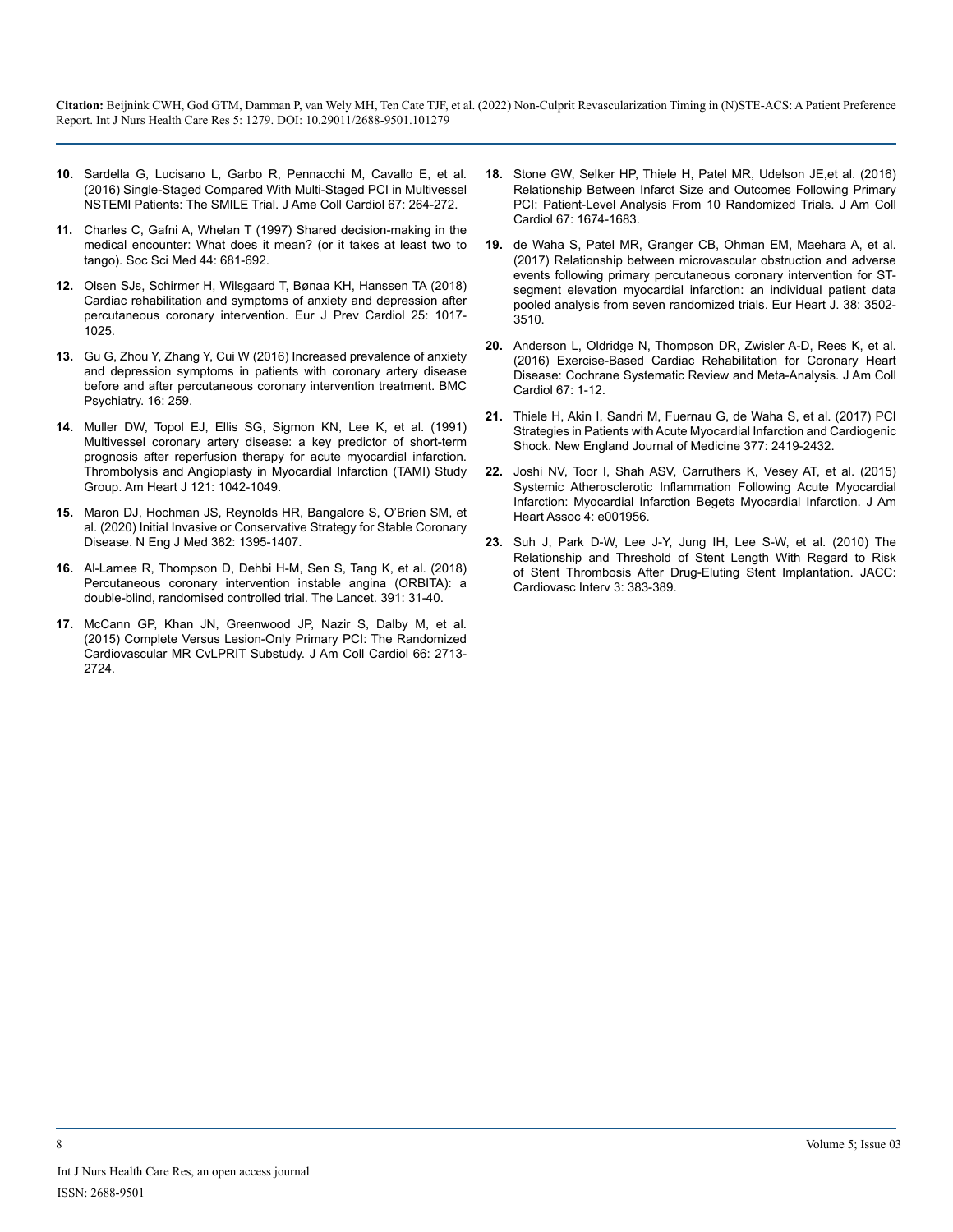10. Sardella G, Lucisano L, Garbo R, Pennacchi M, Cavallo E, et al. (2016) Single-Staged Compared With Multi-Staged PCI in Multivessel NSTEMI Patients: The SMILE Trial. J Ame Coll Cardiol 67: 264-272.

11. Charles C, Gafni A, Whelan T (1997) Shared decision-making in the medical encounter: What does it mean? (or it takes at least two to tango). Soc Sci Med 44: 681-692.

12. Olsen SJs, Schirmer H, Wilsgaard T, Bønaa KH, Hanssen TA (2018) Cardiac rehabilitation and symptoms of anxiety and depression after percutaneous coronary intervention. Eur J Prev Cardiol 25: 1017-1025.

13. Gu G, Zhou Y, Zhang Y, Cui W (2016) Increased prevalence of anxiety and depression symptoms in patients with coronary artery disease before and after percutaneous coronary intervention treatment. BMC Psychiatry. 16: 259.

14. Muller DW, Topol EJ, Ellis SG, Sigmon KN, Lee K, et al. (1991) Multivessel coronary artery disease: a key predictor of short-term prognosis after reperfusion therapy for acute myocardial infarction. Thrombolysis and Angioplasty in Myocardial Infarction (TAMI) Study Group. Am Heart J 121: 1042-1049.

15. Maron DJ, Hochman JS, Reynolds HR, Bangalore S, O'Brien SM, et al. (2020) Initial Invasive or Conservative Strategy for Stable Coronary Disease. N Eng J Med 382: 1395-1407.

16. Al-Lamee R, Thompson D, Dehbi H-M, Sen S, Tang K, et al. (2018) Percutaneous coronary intervention instable angina (ORBITA): a double-blind, randomised controlled trial. The Lancet. 391: 31-40.

17. McCann GP, Khan JN, Greenwood JP, Nazir S, Dalby M, et al. (2015) Complete Versus Lesion-Only Primary PCI: The Randomized Cardiovascular MR CvLPRIT Substudy. J Am Coll Cardiol 66: 2713-2724.

18. Stone GW, Selker HP, Thiele H, Patel MR, Udelson JE,et al. (2016) Relationship Between Infarct Size and Outcomes Following Primary PCI: Patient-Level Analysis From 10 Randomized Trials. J Am Coll Cardiol 67: 1674-1683.

19. de Waha S, Patel MR, Granger CB, Ohman EM, Maehara A, et al. (2017) Relationship between microvascular obstruction and adverse events following primary percutaneous coronary intervention for ST-segment elevation myocardial infarction: an individual patient data pooled analysis from seven randomized trials. Eur Heart J. 38: 3502-3510.

20. Anderson L, Oldridge N, Thompson DR, Zwisler A-D, Rees K, et al. (2016) Exercise-Based Cardiac Rehabilitation for Coronary Heart Disease: Cochrane Systematic Review and Meta-Analysis. J Am Coll Cardiol 67: 1-12.

21. Thiele H, Akin I, Sandri M, Fuernau G, de Waha S, et al. (2017) PCI Strategies in Patients with Acute Myocardial Infarction and Cardiogenic Shock. New England Journal of Medicine 377: 2419-2432.

22. Joshi NV, Toor I, Shah ASV, Carruthers K, Vesey AT, et al. (2015) Systemic Atherosclerotic Inflammation Following Acute Myocardial Infarction: Myocardial Infarction Begets Myocardial Infarction. J Am Heart Assoc 4: e001956.

23. Suh J, Park D-W, Lee J-Y, Jung IH, Lee S-W, et al. (2010) The Relationship and Threshold of Stent Length With Regard to Risk of Stent Thrombosis After Drug-Eluting Stent Implantation. JACC: Cardiovasc Interv 3: 383-389.